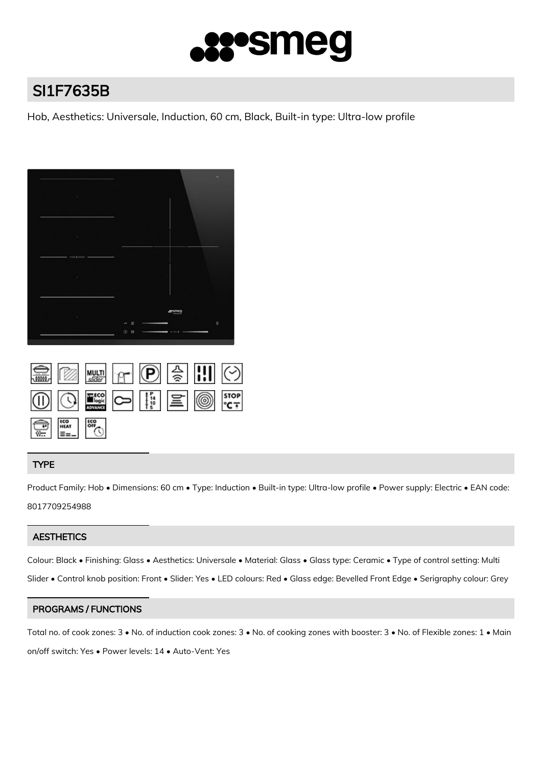# SI1F7635B

Hob, Aesthetics: Universale, Induction, 60 cm, Black, Built-in type: Ultra-low profile

## TYPE

Product Family: Hob • Dimensions: 60 cm • Type: Induction • Built-in type: Ultra-low profile • Power supply: Electric • EAN code: 8017709254988

## AESTHETICS

Colour: Black • Finishing: Glass • Aesthetics: Universale • Material: Glass • Glass type: Ceramic • Type of control setting: Multi Slider • Control knob position: Front • Slider: Yes • LED colours: Red • Glass edge: Bevelled Front Edge • Serigraphy colour: Grey

## PROGRAMS / FUNCTIONS

Total no. of cook zones: 3 • No. of induction cook zones: 3 • No. of cooking zones with booster: 3 • No. of Flexible zones: 1 • Main on/off switch: Yes • Power levels: 14 • Auto-Vent: Yes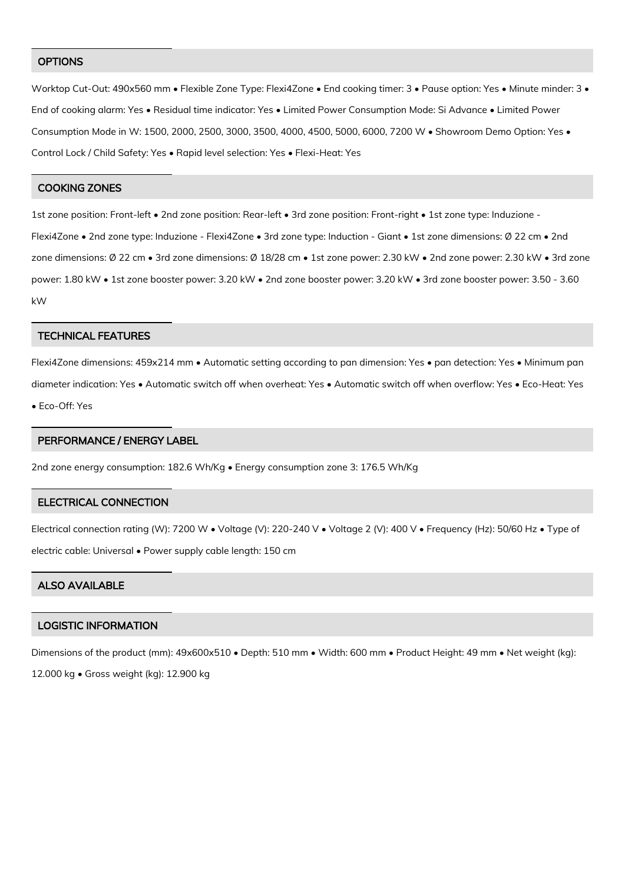## OPTIONS

Worktop Cut-Out: 490x560 mm • Flexible Zone Type: Flexi4Zone • End cooking timer: 3 • Pause option: Yes • Minute minder: 3 • End of cooking alarm: Yes • Residual time indicator: Yes • Limited Power Consumption Mode: Si Advance • Limited Power Consumption Mode in W: 1500, 2000, 2500, 3000, 3500, 4000, 4500, 5000, 6000, 7200 W • Showroom Demo Option: Yes • Control Lock / Child Safety: Yes • Rapid level selection: Yes • Flexi-Heat: Yes

## COOKING ZONES

1st zone position: Front-left • 2nd zone position: Rear-left • 3rd zone position: Front-right • 1st zone type: Induzione - Flexi4Zone • 2nd zone type: Induzione - Flexi4Zone • 3rd zone type: Induction - Giant • 1st zone dimensions: Ø 22 cm • 2nd zone dimensions: Ø 22 cm • 3rd zone dimensions: Ø 18/28 cm • 1st zone power: 2.30 kW • 2nd zone power: 2.30 kW • 3rd zone power: 1.80 kW • 1st zone booster power: 3.20 kW • 2nd zone booster power: 3.20 kW • 3rd zone booster power: 3.50 - 3.60 kW

## TECHNICAL FEATURES

Flexi4Zone dimensions: 459x214 mm • Automatic setting according to pan dimension: Yes • pan detection: Yes • Minimum pan diameter indication: Yes • Automatic switch off when overheat: Yes • Automatic switch off when overflow: Yes • Eco-Heat: Yes • Eco-Off: Yes

## PERFORMANCE / ENERGY LABEL

2nd zone energy consumption: 182.6 Wh/Kg • Energy consumption zone 3: 176.5 Wh/Kg

## ELECTRICAL CONNECTION

Electrical connection rating (W): 7200 W • Voltage (V): 220-240 V • Voltage 2 (V): 400 V • Frequency (Hz): 50/60 Hz • Type of electric cable: Universal • Power supply cable length: 150 cm

## ALSO AVAILABLE

## LOGISTIC INFORMATION

Dimensions of the product (mm): 49x600x510 • Depth: 510 mm • Width: 600 mm • Product Height: 49 mm • Net weight (kg): 12.000 kg • Gross weight (kg): 12.900 kg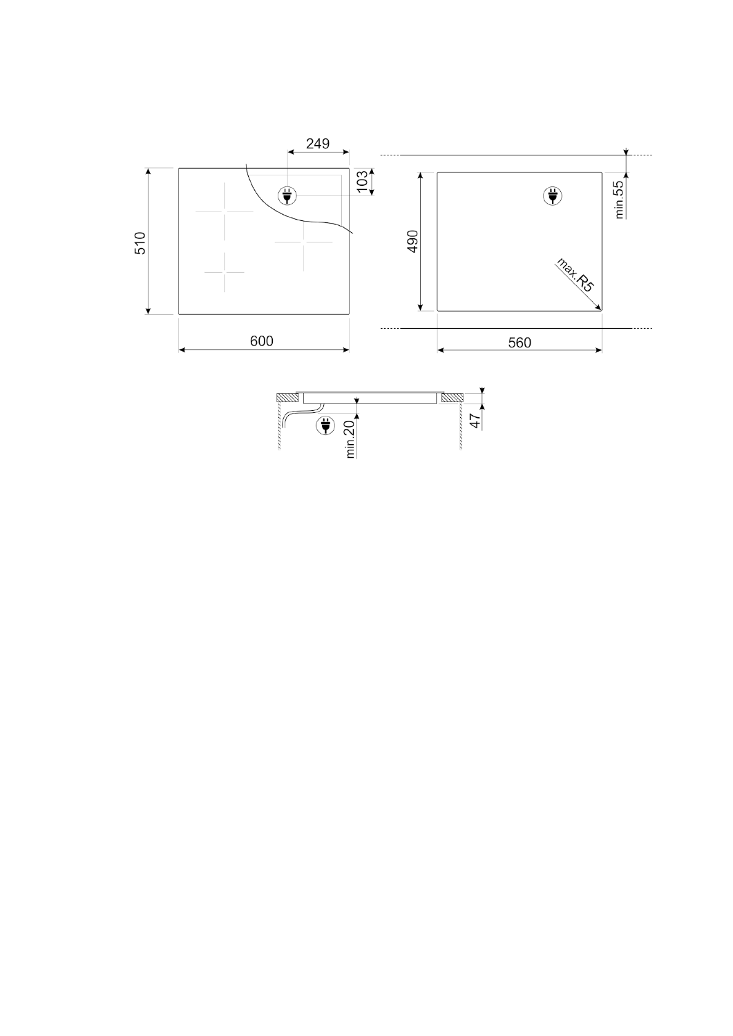249

103

510

600

490

min.55

max.R5

560

min.20

47